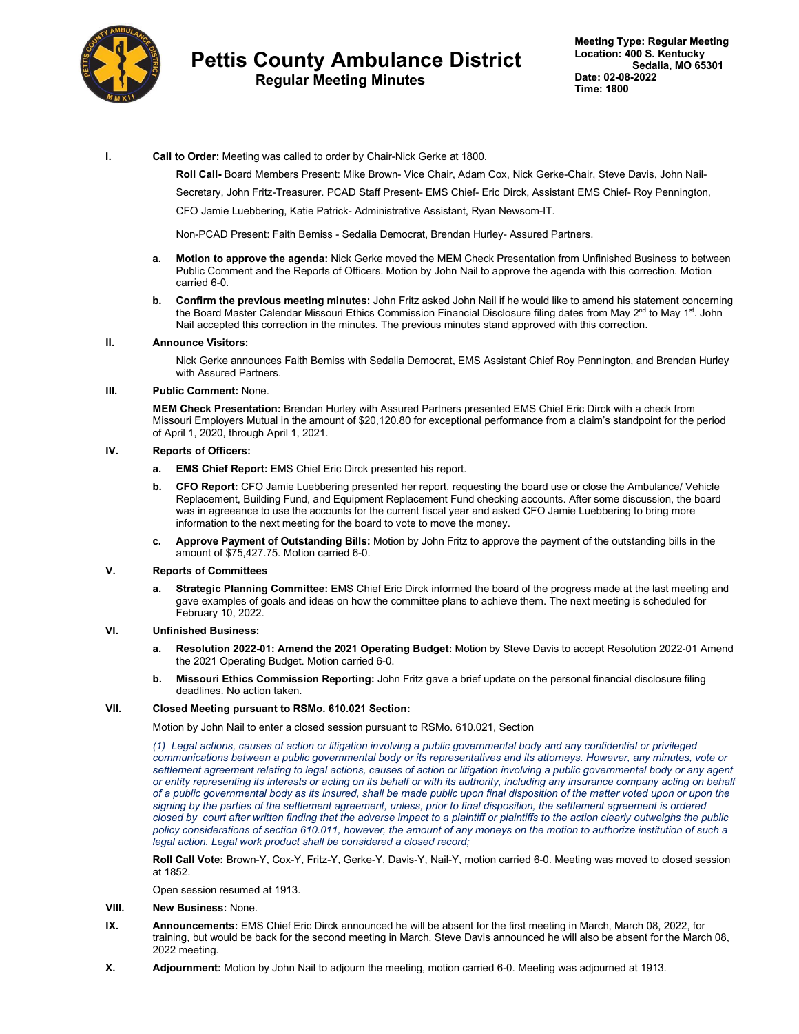# Pettis County Ambulance District

## Regular Meeting Minutes

**Meeting Type: Regular Meeting**
**Location: 400 S. Kentucky**
**Sedalia, MO 65301**
**Date: 02-08-2022**
**Time: 1800**

**I. Call to Order:** Meeting was called to order by Chair-Nick Gerke at 1800.

**Roll Call-** Board Members Present: Mike Brown- Vice Chair, Adam Cox, Nick Gerke-Chair, Steve Davis, John Nail-Secretary, John Fritz-Treasurer. PCAD Staff Present- EMS Chief- Eric Dirck, Assistant EMS Chief- Roy Pennington, CFO Jamie Luebbering, Katie Patrick- Administrative Assistant, Ryan Newsom-IT.

Non-PCAD Present: Faith Bemiss - Sedalia Democrat, Brendan Hurley- Assured Partners.

a. **Motion to approve the agenda:** Nick Gerke moved the MEM Check Presentation from Unfinished Business to between Public Comment and the Reports of Officers. Motion by John Nail to approve the agenda with this correction. Motion carried 6-0.

b. **Confirm the previous meeting minutes:** John Fritz asked John Nail if he would like to amend his statement concerning the Board Master Calendar Missouri Ethics Commission Financial Disclosure filing dates from May 2nd to May 1st. John Nail accepted this correction in the minutes. The previous minutes stand approved with this correction.

**II. Announce Visitors:**

Nick Gerke announces Faith Bemiss with Sedalia Democrat, EMS Assistant Chief Roy Pennington, and Brendan Hurley with Assured Partners.

**III. Public Comment:** None.

**MEM Check Presentation:** Brendan Hurley with Assured Partners presented EMS Chief Eric Dirck with a check from Missouri Employers Mutual in the amount of $20,120.80 for exceptional performance from a claim's standpoint for the period of April 1, 2020, through April 1, 2021.

**IV. Reports of Officers:**

a. **EMS Chief Report:** EMS Chief Eric Dirck presented his report.

b. **CFO Report:** CFO Jamie Luebbering presented her report, requesting the board use or close the Ambulance/ Vehicle Replacement, Building Fund, and Equipment Replacement Fund checking accounts. After some discussion, the board was in agreeance to use the accounts for the current fiscal year and asked CFO Jamie Luebbering to bring more information to the next meeting for the board to vote to move the money.

c. **Approve Payment of Outstanding Bills:** Motion by John Fritz to approve the payment of the outstanding bills in the amount of $75,427.75. Motion carried 6-0.

**V. Reports of Committees**

a. **Strategic Planning Committee:** EMS Chief Eric Dirck informed the board of the progress made at the last meeting and gave examples of goals and ideas on how the committee plans to achieve them. The next meeting is scheduled for February 10, 2022.

**VI. Unfinished Business:**

a. **Resolution 2022-01: Amend the 2021 Operating Budget:** Motion by Steve Davis to accept Resolution 2022-01 Amend the 2021 Operating Budget. Motion carried 6-0.

b. **Missouri Ethics Commission Reporting:** John Fritz gave a brief update on the personal financial disclosure filing deadlines. No action taken.

**VII. Closed Meeting pursuant to RSMo. 610.021 Section:**

Motion by John Nail to enter a closed session pursuant to RSMo. 610.021, Section

*(1) Legal actions, causes of action or litigation involving a public governmental body and any confidential or privileged communications between a public governmental body or its representatives and its attorneys. However, any minutes, vote or settlement agreement relating to legal actions, causes of action or litigation involving a public governmental body or any agent or entity representing its interests or acting on its behalf or with its authority, including any insurance company acting on behalf of a public governmental body as its insured, shall be made public upon final disposition of the matter voted upon or upon the signing by the parties of the settlement agreement, unless, prior to final disposition, the settlement agreement is ordered closed by court after written finding that the adverse impact to a plaintiff or plaintiffs to the action clearly outweighs the public policy considerations of section 610.011, however, the amount of any moneys on the motion to authorize institution of such a legal action. Legal work product shall be considered a closed record;*

**Roll Call Vote:** Brown-Y, Cox-Y, Fritz-Y, Gerke-Y, Davis-Y, Nail-Y, motion carried 6-0. Meeting was moved to closed session at 1852.

Open session resumed at 1913.

**VIII. New Business:** None.

**IX. Announcements:** EMS Chief Eric Dirck announced he will be absent for the first meeting in March, March 08, 2022, for training, but would be back for the second meeting in March. Steve Davis announced he will also be absent for the March 08, 2022 meeting.

**X. Adjournment:** Motion by John Nail to adjourn the meeting, motion carried 6-0. Meeting was adjourned at 1913.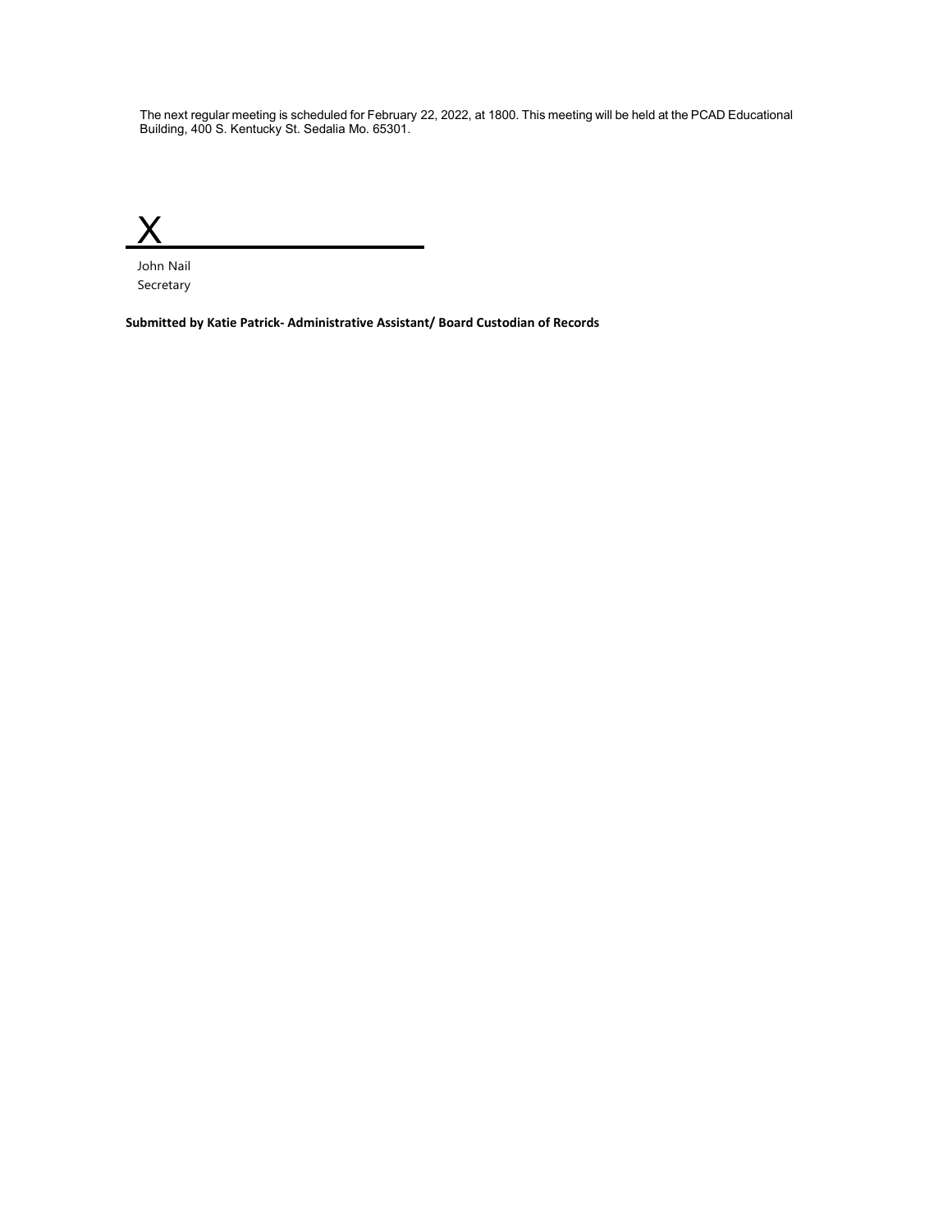The next regular meeting is scheduled for February 22, 2022, at 1800. This meeting will be held at the PCAD Educational Building, 400 S. Kentucky St. Sedalia Mo. 65301.

X ______________________________

John Nail
Secretary

**Submitted by Katie Patrick- Administrative Assistant/ Board Custodian of Records**